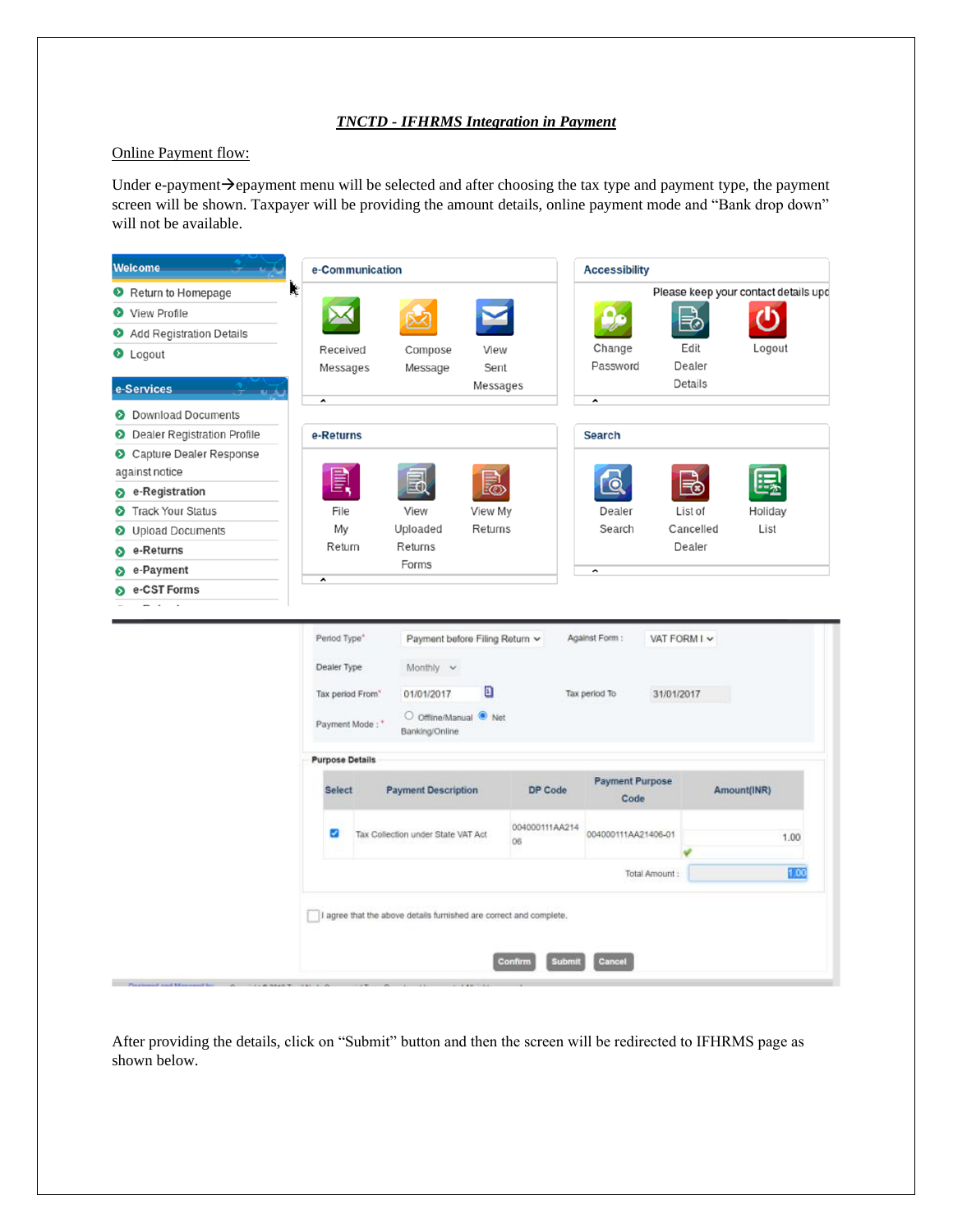**_TNCTD - IFHRMS Integration in Payment_**

Online Payment flow:

Under e-payment→epayment menu will be selected and after choosing the tax type and payment type, the payment screen will be shown. Taxpayer will be providing the amount details, online payment mode and "Bank drop down" will not be available.

After providing the details, click on "Submit" button and then the screen will be redirected to IFHRMS page as shown below.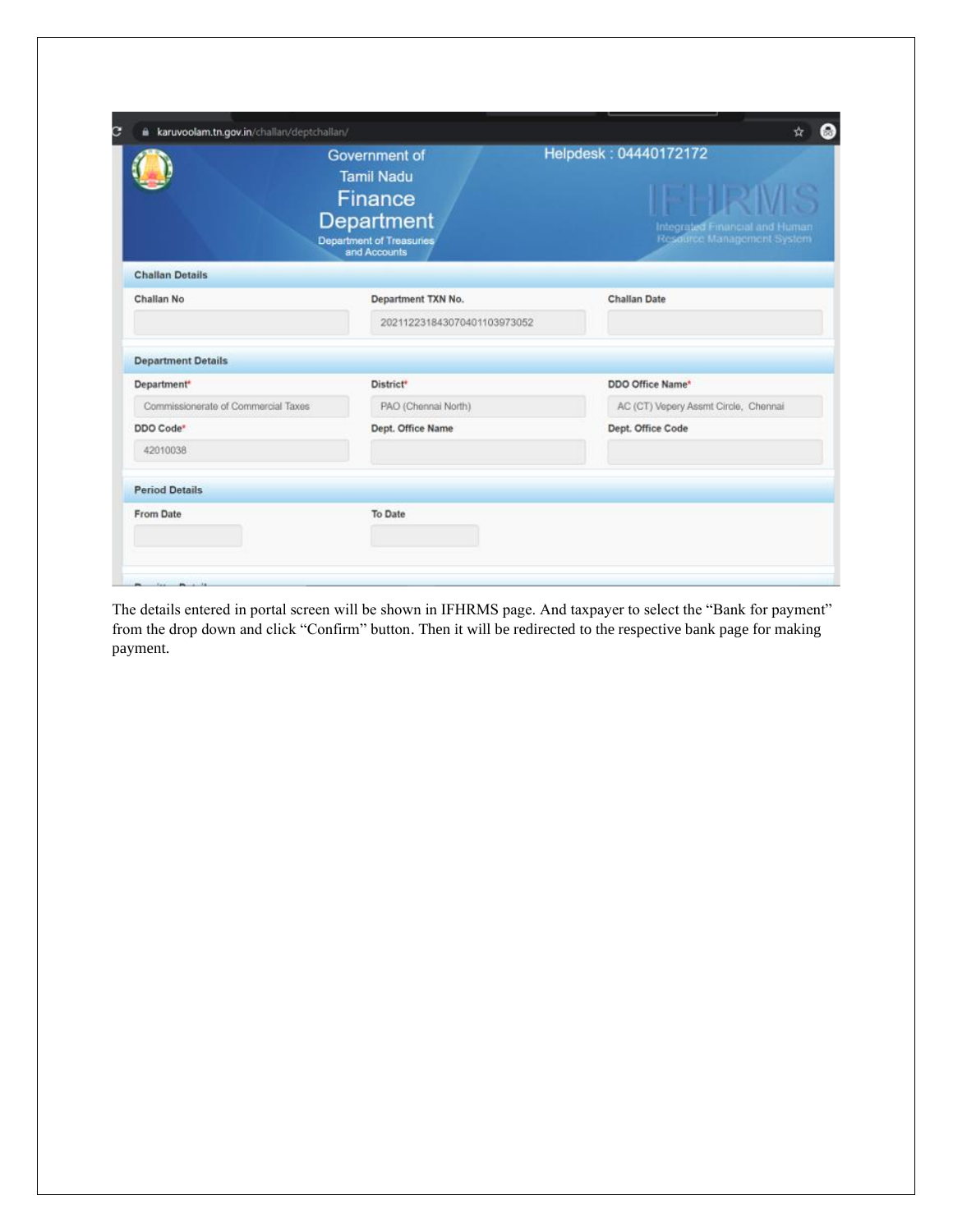karuvoolam.tn.gov.in/challan/deptchallan/

Government of Tamil Nadu
Finance Department
Department of Treasuries and Accounts

Helpdesk : 04440172172

IFHRMS
Integrated Financial and Human Resource Management System

**Challan Details**

| Challan No | Department TXN No. | Challan Date |
|---|---|---|
| | 20211223184307040110397305​2 | |

**Department Details**

| Department* | District* | DDO Office Name* |
|---|---|---|
| Commissionerate of Commercial Taxes | PAO (Chennai North) | AC (CT) Vepery Assmt Circle, Chennai |
| **DDO Code*** | **Dept. Office Name** | **Dept. Office Code** |
| 42010038 | | |

**Period Details**

| From Date | To Date |
|---|---|
| | |

The details entered in portal screen will be shown in IFHRMS page. And taxpayer to select the "Bank for payment" from the drop down and click "Confirm" button. Then it will be redirected to the respective bank page for making payment.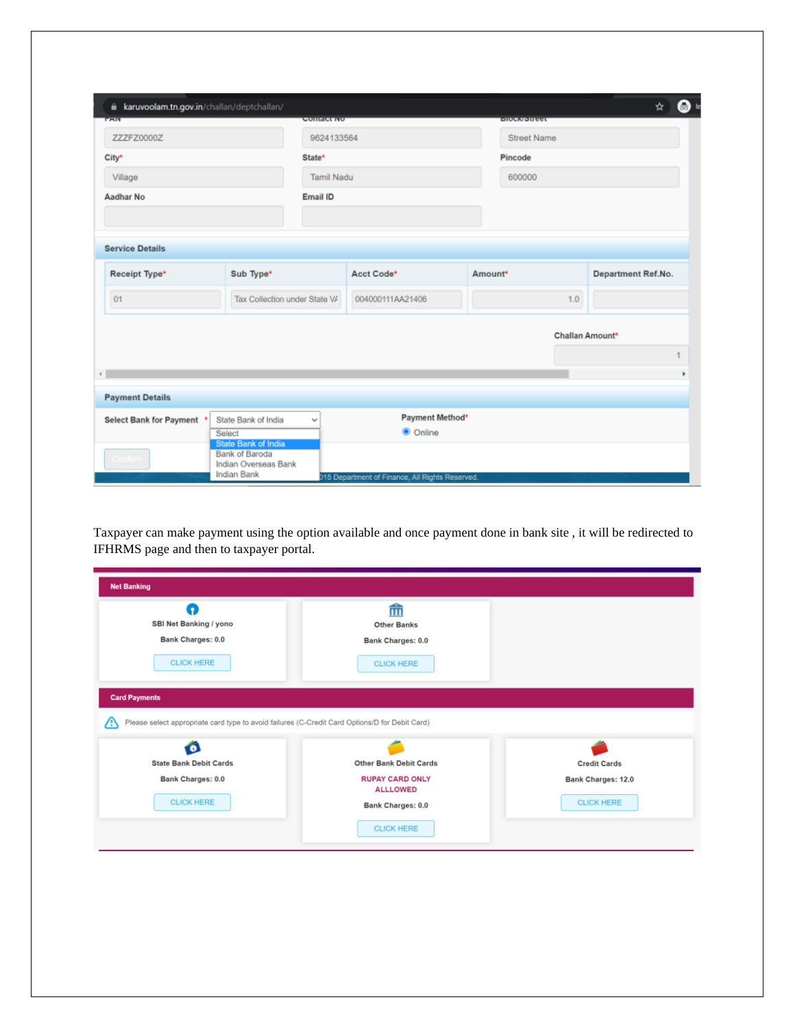karuvoolam.tn.gov.in/challan/deptchallan/

| PAN | Contact No | Block/Street |
| --- | --- | --- |
| ZZZFZ0000Z | 9624133564 | Street Name |
| City* | State* | Pincode |
| Village | Tamil Nadu | 600000 |
| Aadhar No | Email ID | |

**Service Details**

| Receipt Type* | Sub Type* | Acct Code* | Amount* | Department Ref.No. |
| --- | --- | --- | --- | --- |
| 01 | Tax Collection under State VA | 004000111AA21406 | 1.0 | |

Challan Amount*: 1

**Payment Details**

Select Bank for Payment *: State Bank of India

- Select
- State Bank of India
- Bank of Baroda
- Indian Overseas Bank
- Indian Bank

Payment Method*: Online

Confirm

© 2015 Department of Finance, All Rights Reserved.

Taxpayer can make payment using the option available and once payment done in bank site , it will be redirected to IFHRMS page and then to taxpayer portal.

**Net Banking**

| SBI Net Banking / yono | Other Banks |
| --- | --- |
| Bank Charges: 0.0 | Bank Charges: 0.0 |
| CLICK HERE | CLICK HERE |

**Card Payments**

Please select appropriate card type to avoid failures (C-Credit Card Options/D for Debit Card)

| State Bank Debit Cards | Other Bank Debit Cards | Credit Cards |
| --- | --- | --- |
| | RUPAY CARD ONLY ALLOWED | |
| Bank Charges: 0.0 | Bank Charges: 0.0 | Bank Charges: 12.0 |
| CLICK HERE | CLICK HERE | CLICK HERE |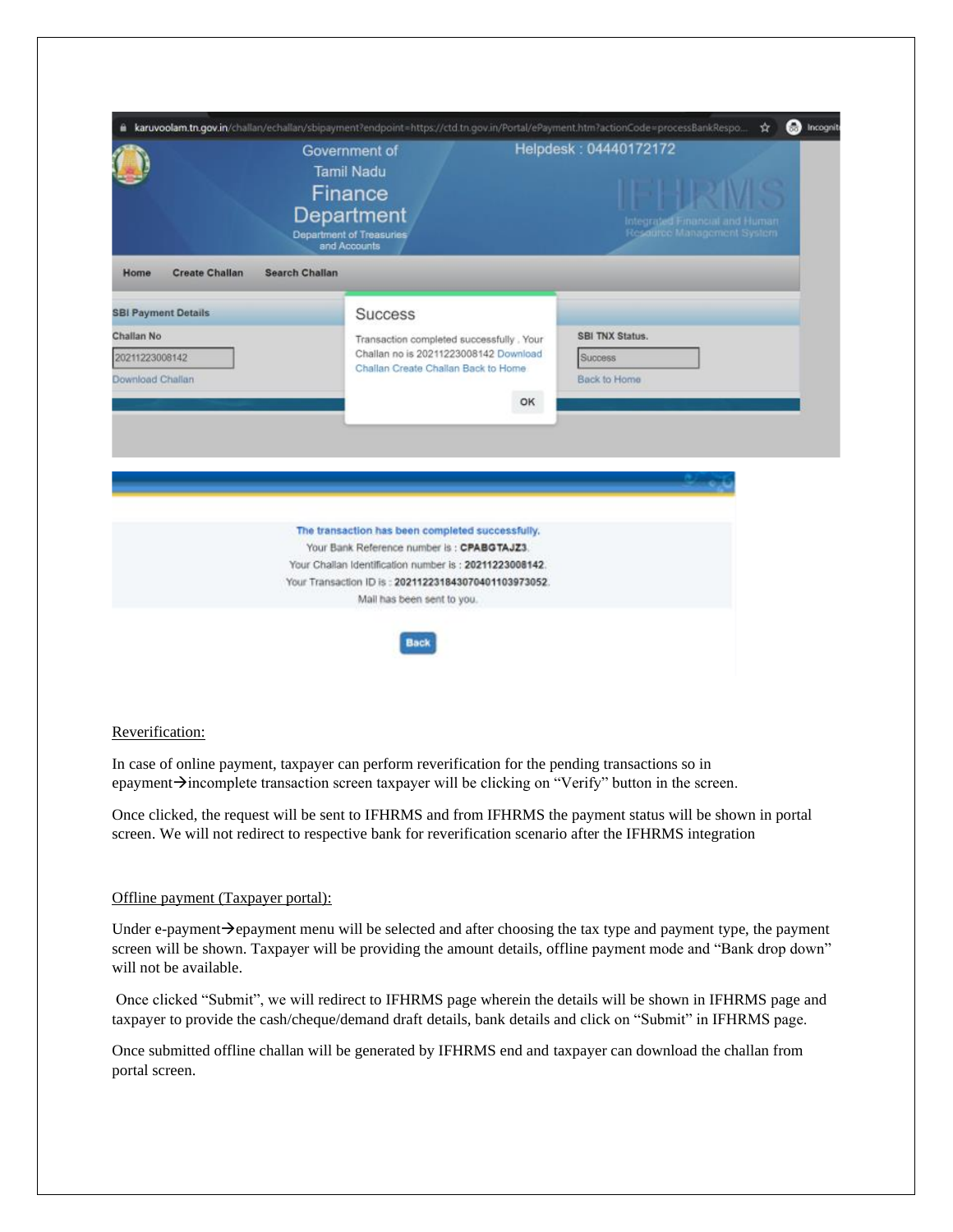Reverification:

In case of online payment, taxpayer can perform reverification for the pending transactions so in epayment→incomplete transaction screen taxpayer will be clicking on “Verify” button in the screen.

Once clicked, the request will be sent to IFHRMS and from IFHRMS the payment status will be shown in portal screen. We will not redirect to respective bank for reverification scenario after the IFHRMS integration

Offline payment (Taxpayer portal):

Under e-payment→epayment menu will be selected and after choosing the tax type and payment type, the payment screen will be shown. Taxpayer will be providing the amount details, offline payment mode and “Bank drop down” will not be available.

Once clicked “Submit”, we will redirect to IFHRMS page wherein the details will be shown in IFHRMS page and taxpayer to provide the cash/cheque/demand draft details, bank details and click on “Submit” in IFHRMS page.

Once submitted offline challan will be generated by IFHRMS end and taxpayer can download the challan from portal screen.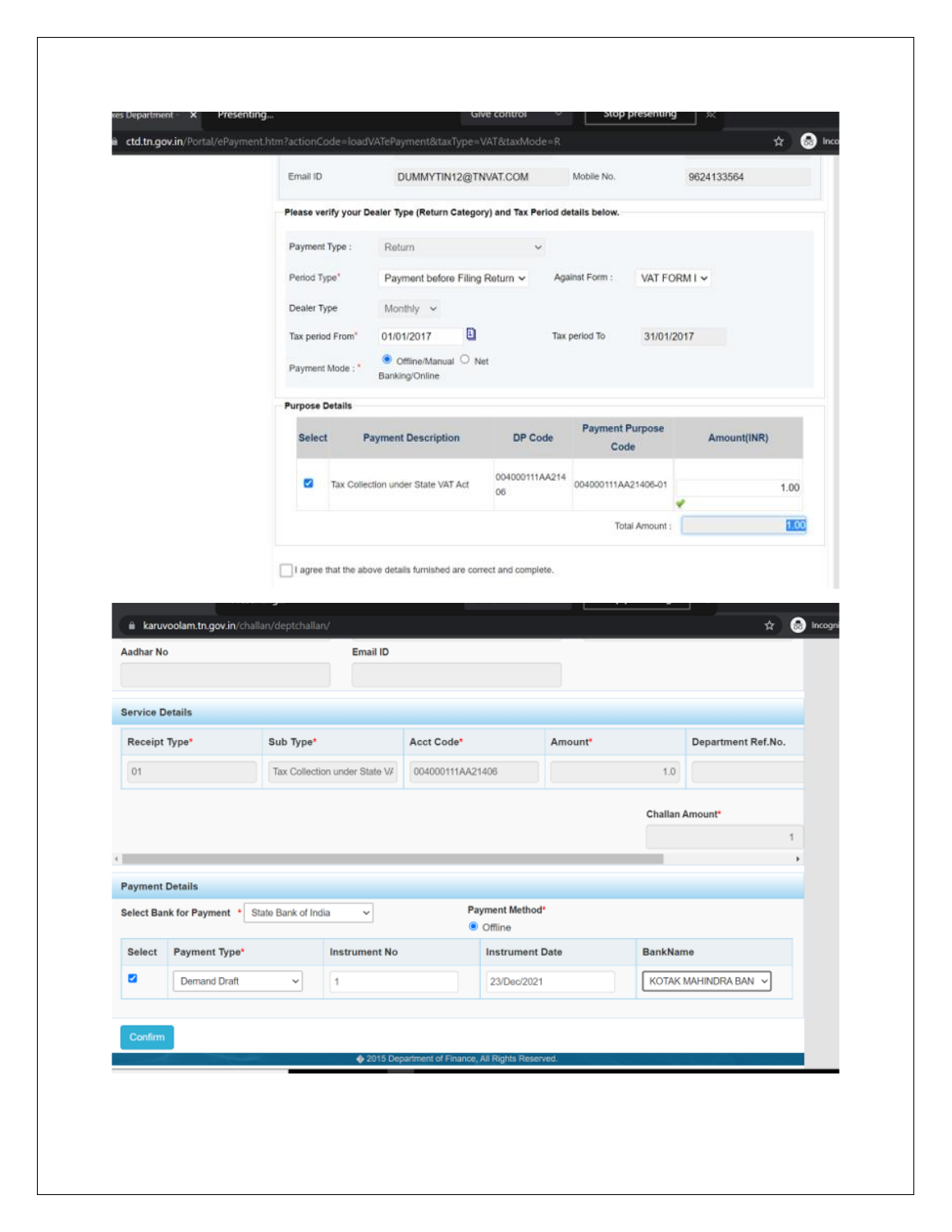ctd.tn.gov.in/Portal/ePayment.htm?actionCode=loadVATePayment&taxType=VAT&taxMode=R

Email ID: DUMMYTIN12@TNVAT.COM Mobile No.: 9624133564

**Please verify your Dealer Type (Return Category) and Tax Period details below.**

Payment Type : Return

Period Type*: Payment before Filing Return Against Form : VAT FORM I

Dealer Type: Monthly

Tax period From*: 01/01/2017 Tax period To: 31/01/2017

Payment Mode : * Offline/Manual Net Banking/Online

**Purpose Details**

| Select | Payment Description | DP Code | Payment Purpose Code | Amount(INR) |
|---|---|---|---|---|
| ☑ | Tax Collection under State VAT Act | 004000111AA21406 | 004000111AA21406-01 | 1.00 |
| | | | Total Amount : | 1.00 |

☐ I agree that the above details furnished are correct and complete.

karuvoolam.tn.gov.in/challan/deptchallan/

Aadhar No Email ID

**Service Details**

| Receipt Type* | Sub Type* | Acct Code* | Amount* | Department Ref.No. |
|---|---|---|---|---|
| 01 | Tax Collection under State VA | 004000111AA21406 | 1.0 | |

Challan Amount*: 1

**Payment Details**

Select Bank for Payment *: State Bank of India

Payment Method*: Offline

| Select | Payment Type* | Instrument No | Instrument Date | BankName |
|---|---|---|---|---|
| ☑ | Demand Draft | 1 | 23/Dec/2021 | KOTAK MAHINDRA BAN |

Confirm

© 2015 Department of Finance, All Rights Reserved.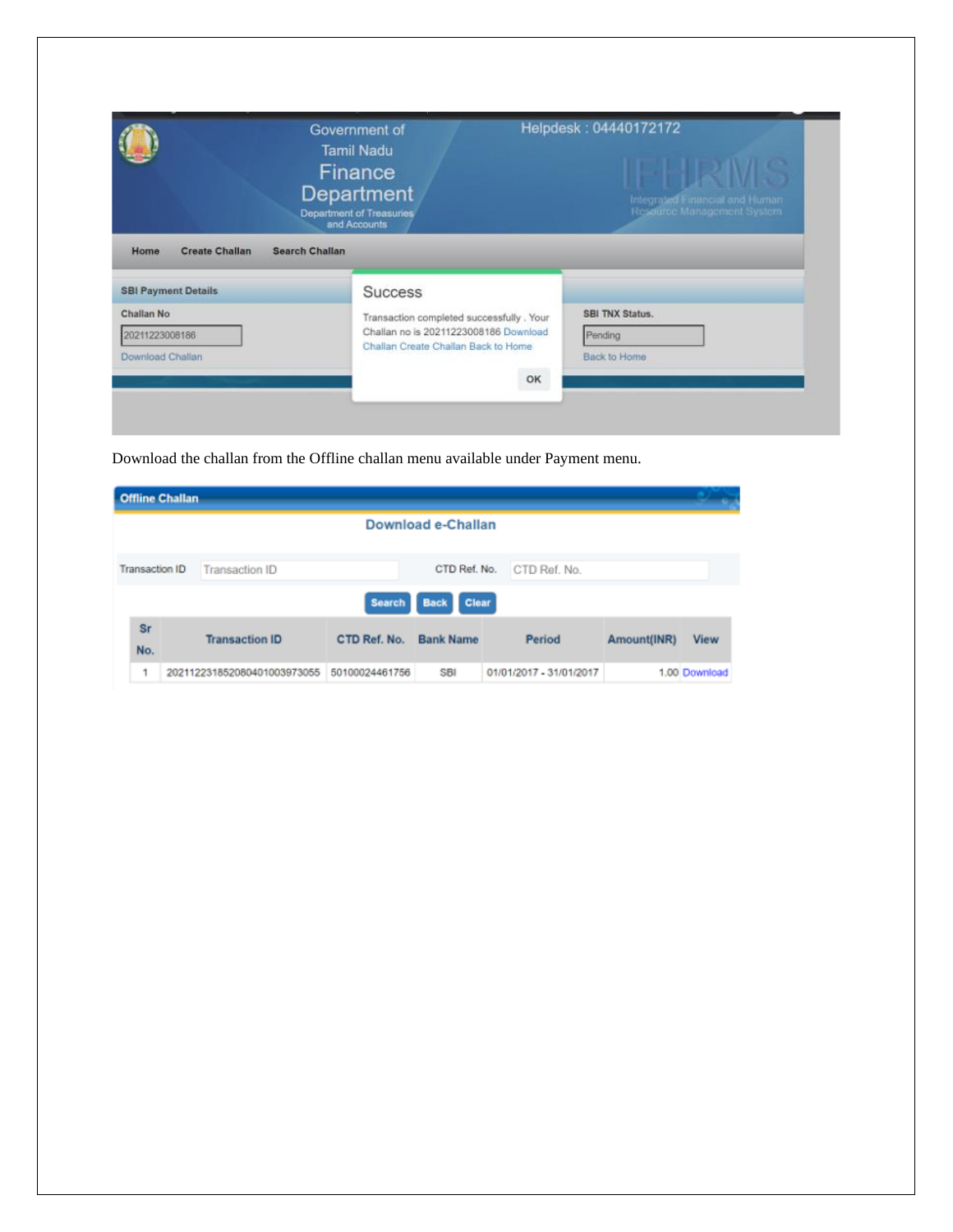Government of Tamil Nadu Finance Department
Department of Treasuries and Accounts

Helpdesk : 04440172172

IFHRMS
Integrated Financial and Human Resource Management System

Home Create Challan Search Challan

**SBI Payment Details**

Challan No: 20211223008186
Download Challan

**Success**

Transaction completed successfully . Your Challan no is 20211223008186 Download Challan Create Challan Back to Home

OK

SBI TNX Status.: Pending
Back to Home

Download the challan from the Offline challan menu available under Payment menu.

**Offline Challan**

**Download e-Challan**

Transaction ID: Transaction ID    CTD Ref. No.: CTD Ref. No.

Search Back Clear

| Sr No. | Transaction ID | CTD Ref. No. | Bank Name | Period | Amount(INR) | View |
|---|---|---|---|---|---|---|
| 1 | 2021122318520804010039730​55 | 50100024461756 | SBI | 01/01/2017 - 31/01/2017 | 1.00 | Download |